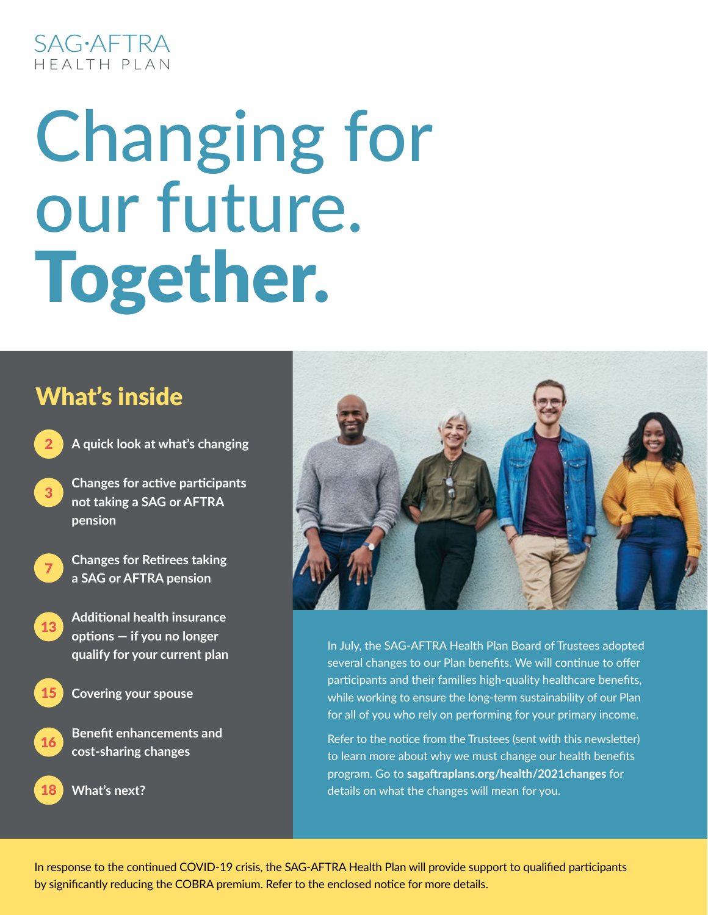SAG·AFTRA
HEALTH PLAN

# Changing for our future. **Together.**

## What's inside

- **2** A quick look at what's changing
- **3** Changes for active participants not taking a SAG or AFTRA pension
- **7** Changes for Retirees taking a SAG or AFTRA pension
- **13** Additional health insurance options — if you no longer qualify for your current plan
- **15** Covering your spouse
- **16** Benefit enhancements and cost-sharing changes
- **18** What's next?

In July, the SAG-AFTRA Health Plan Board of Trustees adopted several changes to our Plan benefits. We will continue to offer participants and their families high-quality healthcare benefits, while working to ensure the long-term sustainability of our Plan for all of you who rely on performing for your primary income.

Refer to the notice from the Trustees (sent with this newsletter) to learn more about why we must change our health benefits program. Go to **sagaftraplans.org/health/2021changes** for details on what the changes will mean for you.

In response to the continued COVID-19 crisis, the SAG-AFTRA Health Plan will provide support to qualified participants by significantly reducing the COBRA premium. Refer to the enclosed notice for more details.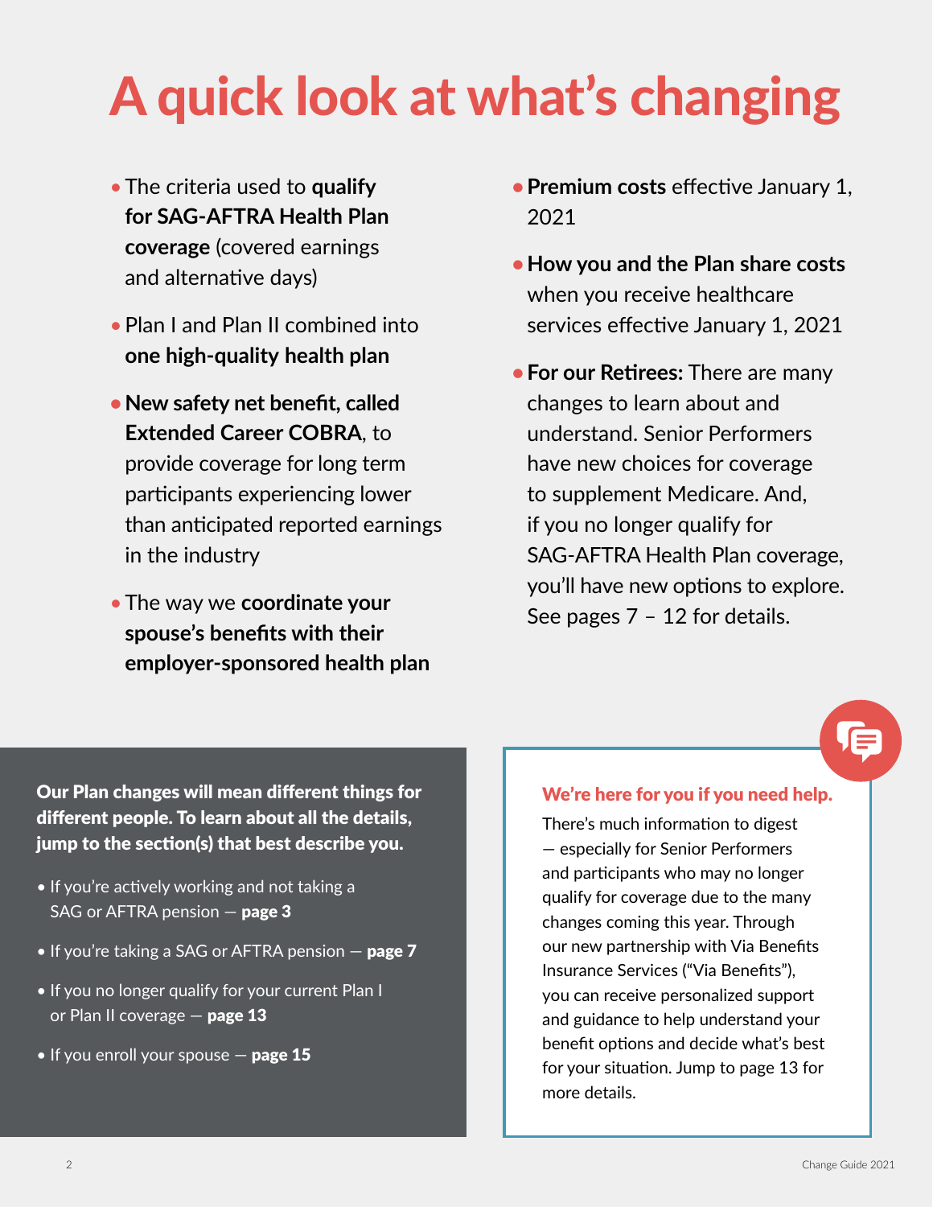# A quick look at what's changing

- The criteria used to **qualify for SAG-AFTRA Health Plan coverage** (covered earnings and alternative days)
- Plan I and Plan II combined into **one high-quality health plan**
- **New safety net benefit, called Extended Career COBRA**, to provide coverage for long term participants experiencing lower than anticipated reported earnings in the industry
- The way we **coordinate your spouse's benefits with their employer-sponsored health plan**
- **Premium costs** effective January 1, 2021
- **How you and the Plan share costs** when you receive healthcare services effective January 1, 2021
- **For our Retirees:** There are many changes to learn about and understand. Senior Performers have new choices for coverage to supplement Medicare. And, if you no longer qualify for SAG-AFTRA Health Plan coverage, you'll have new options to explore. See pages 7 – 12 for details.

**Our Plan changes will mean different things for different people. To learn about all the details, jump to the section(s) that best describe you.**

- If you're actively working and not taking a SAG or AFTRA pension — **page 3**
- If you're taking a SAG or AFTRA pension — **page 7**
- If you no longer qualify for your current Plan I or Plan II coverage — **page 13**
- If you enroll your spouse — **page 15**

**We're here for you if you need help.**

There's much information to digest — especially for Senior Performers and participants who may no longer qualify for coverage due to the many changes coming this year. Through our new partnership with Via Benefits Insurance Services ("Via Benefits"), you can receive personalized support and guidance to help understand your benefit options and decide what's best for your situation. Jump to page 13 for more details.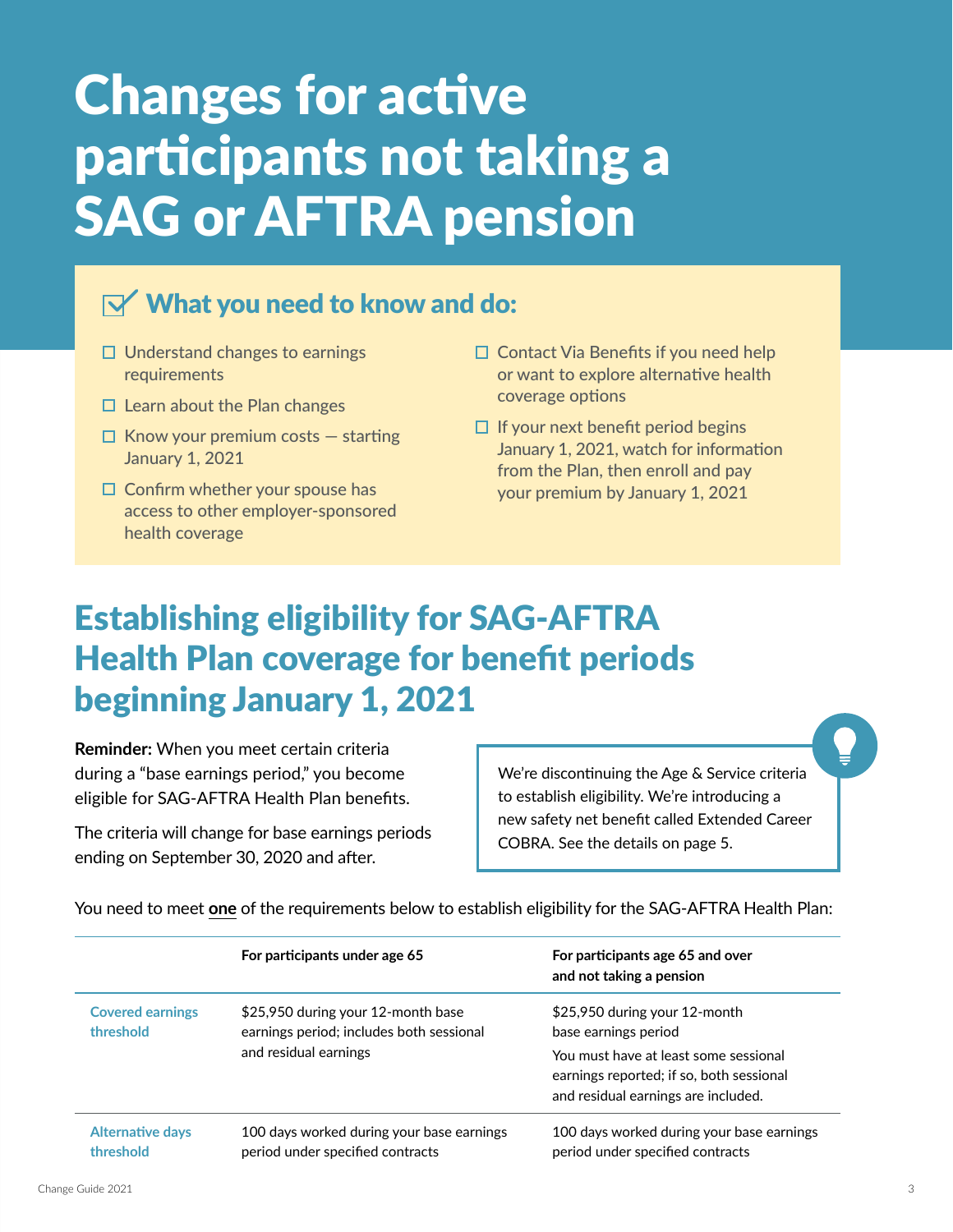# Changes for active participants not taking a SAG or AFTRA pension

## What you need to know and do:

- ☐ Understand changes to earnings requirements
- ☐ Learn about the Plan changes
- ☐ Know your premium costs — starting January 1, 2021
- ☐ Confirm whether your spouse has access to other employer-sponsored health coverage
- ☐ Contact Via Benefits if you need help or want to explore alternative health coverage options
- ☐ If your next benefit period begins January 1, 2021, watch for information from the Plan, then enroll and pay your premium by January 1, 2021

## Establishing eligibility for SAG-AFTRA Health Plan coverage for benefit periods beginning January 1, 2021

**Reminder:** When you meet certain criteria during a "base earnings period," you become eligible for SAG-AFTRA Health Plan benefits.

The criteria will change for base earnings periods ending on September 30, 2020 and after.

We're discontinuing the Age & Service criteria to establish eligibility. We're introducing a new safety net benefit called Extended Career COBRA. See the details on page 5.

You need to meet <u>**one**</u> of the requirements below to establish eligibility for the SAG-AFTRA Health Plan:

| | For participants under age 65 | For participants age 65 and over and not taking a pension |
|---|---|---|
| **Covered earnings threshold** | $25,950 during your 12-month base earnings period; includes both sessional and residual earnings | $25,950 during your 12-month base earnings period<br>You must have at least some sessional earnings reported; if so, both sessional and residual earnings are included. |
| **Alternative days threshold** | 100 days worked during your base earnings period under specified contracts | 100 days worked during your base earnings period under specified contracts |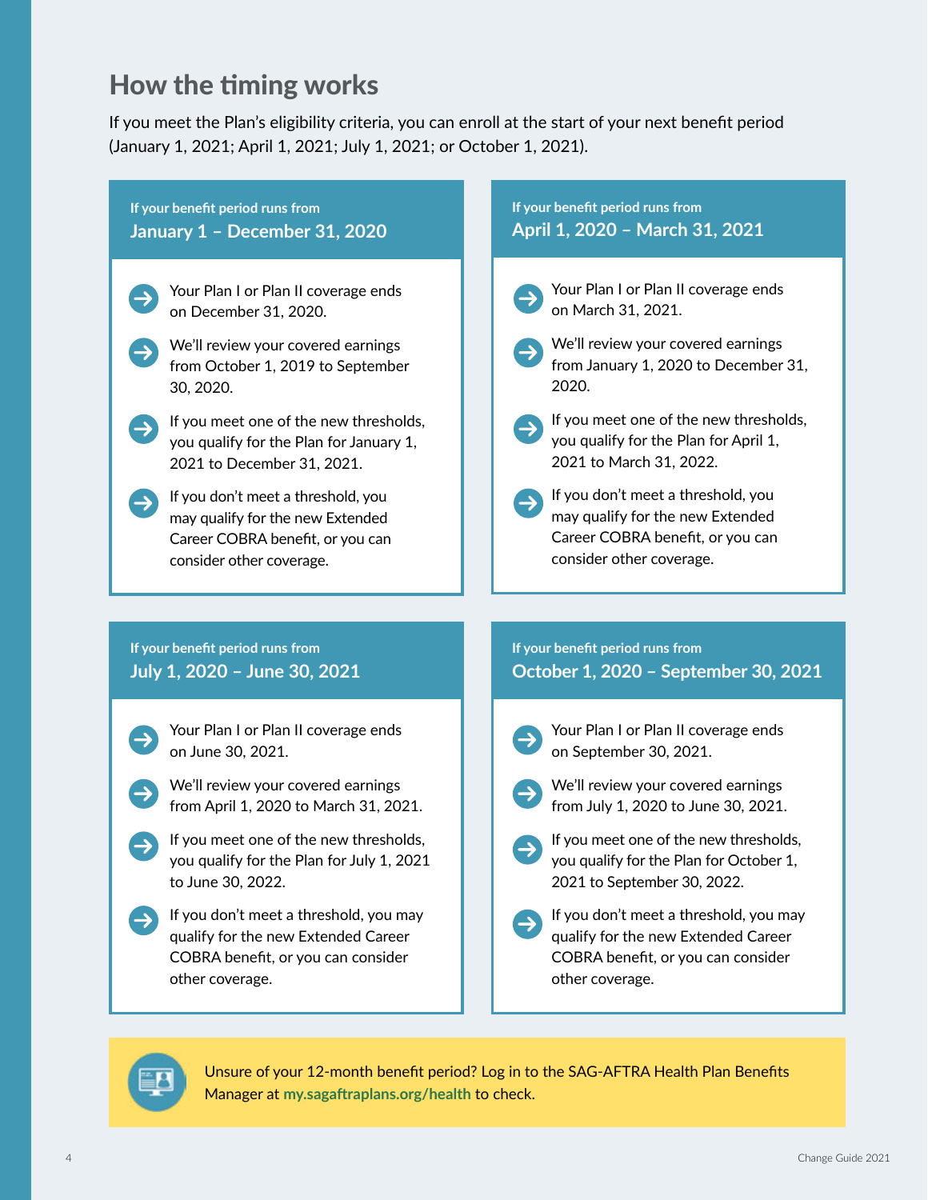## How the timing works

If you meet the Plan's eligibility criteria, you can enroll at the start of your next benefit period (January 1, 2021; April 1, 2021; July 1, 2021; or October 1, 2021).

### If your benefit period runs from January 1 – December 31, 2020

- Your Plan I or Plan II coverage ends on December 31, 2020.
- We'll review your covered earnings from October 1, 2019 to September 30, 2020.
- If you meet one of the new thresholds, you qualify for the Plan for January 1, 2021 to December 31, 2021.
- If you don't meet a threshold, you may qualify for the new Extended Career COBRA benefit, or you can consider other coverage.

### If your benefit period runs from April 1, 2020 – March 31, 2021

- Your Plan I or Plan II coverage ends on March 31, 2021.
- We'll review your covered earnings from January 1, 2020 to December 31, 2020.
- If you meet one of the new thresholds, you qualify for the Plan for April 1, 2021 to March 31, 2022.
- If you don't meet a threshold, you may qualify for the new Extended Career COBRA benefit, or you can consider other coverage.

### If your benefit period runs from July 1, 2020 – June 30, 2021

- Your Plan I or Plan II coverage ends on June 30, 2021.
- We'll review your covered earnings from April 1, 2020 to March 31, 2021.
- If you meet one of the new thresholds, you qualify for the Plan for July 1, 2021 to June 30, 2022.
- If you don't meet a threshold, you may qualify for the new Extended Career COBRA benefit, or you can consider other coverage.

### If your benefit period runs from October 1, 2020 – September 30, 2021

- Your Plan I or Plan II coverage ends on September 30, 2021.
- We'll review your covered earnings from July 1, 2020 to June 30, 2021.
- If you meet one of the new thresholds, you qualify for the Plan for October 1, 2021 to September 30, 2022.
- If you don't meet a threshold, you may qualify for the new Extended Career COBRA benefit, or you can consider other coverage.

Unsure of your 12-month benefit period? Log in to the SAG-AFTRA Health Plan Benefits Manager at **my.sagaftraplans.org/health** to check.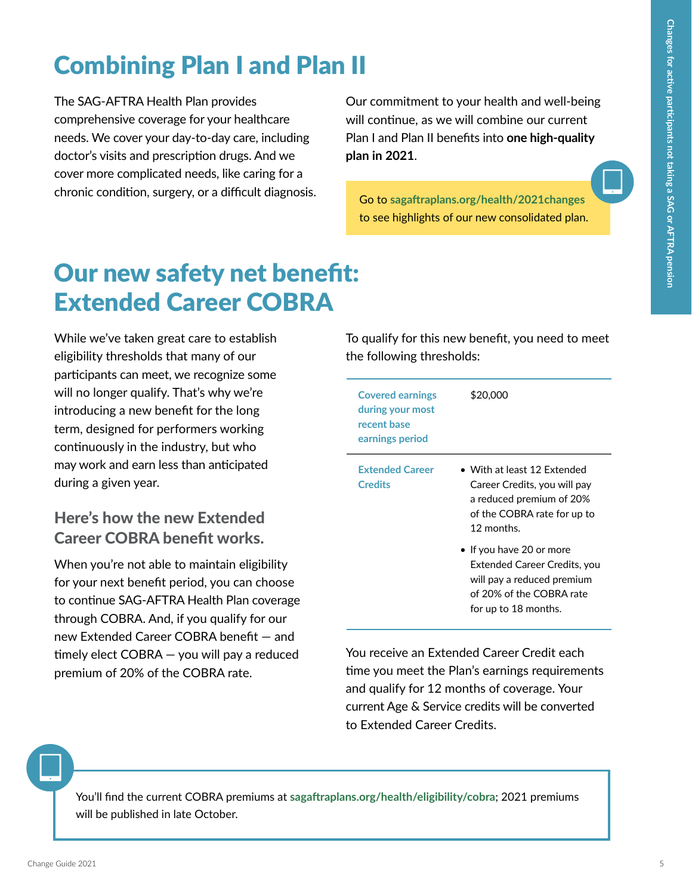# Combining Plan I and Plan II

The SAG-AFTRA Health Plan provides comprehensive coverage for your healthcare needs. We cover your day-to-day care, including doctor's visits and prescription drugs. And we cover more complicated needs, like caring for a chronic condition, surgery, or a difficult diagnosis.

Our commitment to your health and well-being will continue, as we will combine our current Plan I and Plan II benefits into **one high-quality plan in 2021**.

Go to **sagaftraplans.org/health/2021changes** to see highlights of our new consolidated plan.

# Our new safety net benefit: Extended Career COBRA

While we've taken great care to establish eligibility thresholds that many of our participants can meet, we recognize some will no longer qualify. That's why we're introducing a new benefit for the long term, designed for performers working continuously in the industry, but who may work and earn less than anticipated during a given year.

## Here's how the new Extended Career COBRA benefit works.

When you're not able to maintain eligibility for your next benefit period, you can choose to continue SAG-AFTRA Health Plan coverage through COBRA. And, if you qualify for our new Extended Career COBRA benefit — and timely elect COBRA — you will pay a reduced premium of 20% of the COBRA rate.

To qualify for this new benefit, you need to meet the following thresholds:

| | |
|---|---|
| **Covered earnings during your most recent base earnings period** | $20,000 |
| **Extended Career Credits** | • With at least 12 Extended Career Credits, you will pay a reduced premium of 20% of the COBRA rate for up to 12 months.<br>• If you have 20 or more Extended Career Credits, you will pay a reduced premium of 20% of the COBRA rate for up to 18 months. |

You receive an Extended Career Credit each time you meet the Plan's earnings requirements and qualify for 12 months of coverage. Your current Age & Service credits will be converted to Extended Career Credits.

You'll find the current COBRA premiums at **sagaftraplans.org/health/eligibility/cobra**; 2021 premiums will be published in late October.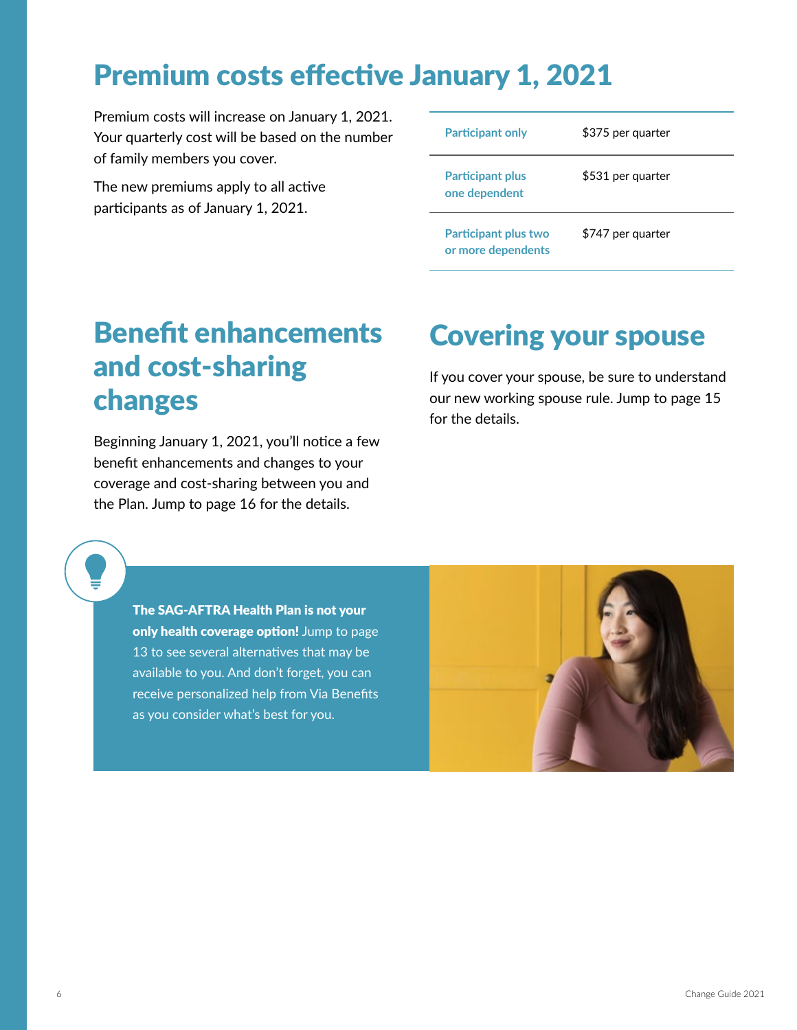# Premium costs effective January 1, 2021

Premium costs will increase on January 1, 2021. Your quarterly cost will be based on the number of family members you cover.

The new premiums apply to all active participants as of January 1, 2021.

| | |
|---|---|
| **Participant only** | $375 per quarter |
| **Participant plus one dependent** | $531 per quarter |
| **Participant plus two or more dependents** | $747 per quarter |

## Benefit enhancements and cost-sharing changes

Beginning January 1, 2021, you'll notice a few benefit enhancements and changes to your coverage and cost-sharing between you and the Plan. Jump to page 16 for the details.

## Covering your spouse

If you cover your spouse, be sure to understand our new working spouse rule. Jump to page 15 for the details.

**The SAG-AFTRA Health Plan is not your only health coverage option!** Jump to page 13 to see several alternatives that may be available to you. And don't forget, you can receive personalized help from Via Benefits as you consider what's best for you.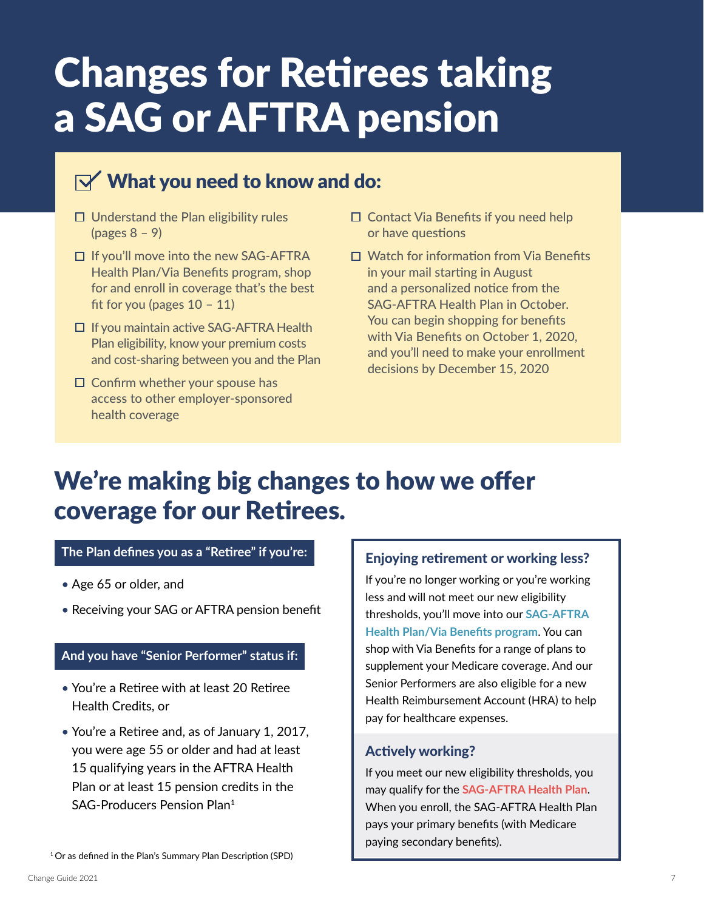# Changes for Retirees taking a SAG or AFTRA pension

## What you need to know and do:

- ☐ Understand the Plan eligibility rules (pages 8 – 9)
- ☐ If you'll move into the new SAG-AFTRA Health Plan/Via Benefits program, shop for and enroll in coverage that's the best fit for you (pages 10 – 11)
- ☐ If you maintain active SAG-AFTRA Health Plan eligibility, know your premium costs and cost-sharing between you and the Plan
- ☐ Confirm whether your spouse has access to other employer-sponsored health coverage
- ☐ Contact Via Benefits if you need help or have questions
- ☐ Watch for information from Via Benefits in your mail starting in August and a personalized notice from the SAG-AFTRA Health Plan in October. You can begin shopping for benefits with Via Benefits on October 1, 2020, and you'll need to make your enrollment decisions by December 15, 2020

## We're making big changes to how we offer coverage for our Retirees.

**The Plan defines you as a "Retiree" if you're:**

- Age 65 or older, and
- Receiving your SAG or AFTRA pension benefit

**And you have "Senior Performer" status if:**

- You're a Retiree with at least 20 Retiree Health Credits, or
- You're a Retiree and, as of January 1, 2017, you were age 55 or older and had at least 15 qualifying years in the AFTRA Health Plan or at least 15 pension credits in the SAG-Producers Pension Plan[1]

[1] Or as defined in the Plan's Summary Plan Description (SPD)

### Enjoying retirement or working less?

If you're no longer working or you're working less and will not meet our new eligibility thresholds, you'll move into our **SAG-AFTRA Health Plan/Via Benefits program**. You can shop with Via Benefits for a range of plans to supplement your Medicare coverage. And our Senior Performers are also eligible for a new Health Reimbursement Account (HRA) to help pay for healthcare expenses.

### Actively working?

If you meet our new eligibility thresholds, you may qualify for the **SAG-AFTRA Health Plan**. When you enroll, the SAG-AFTRA Health Plan pays your primary benefits (with Medicare paying secondary benefits).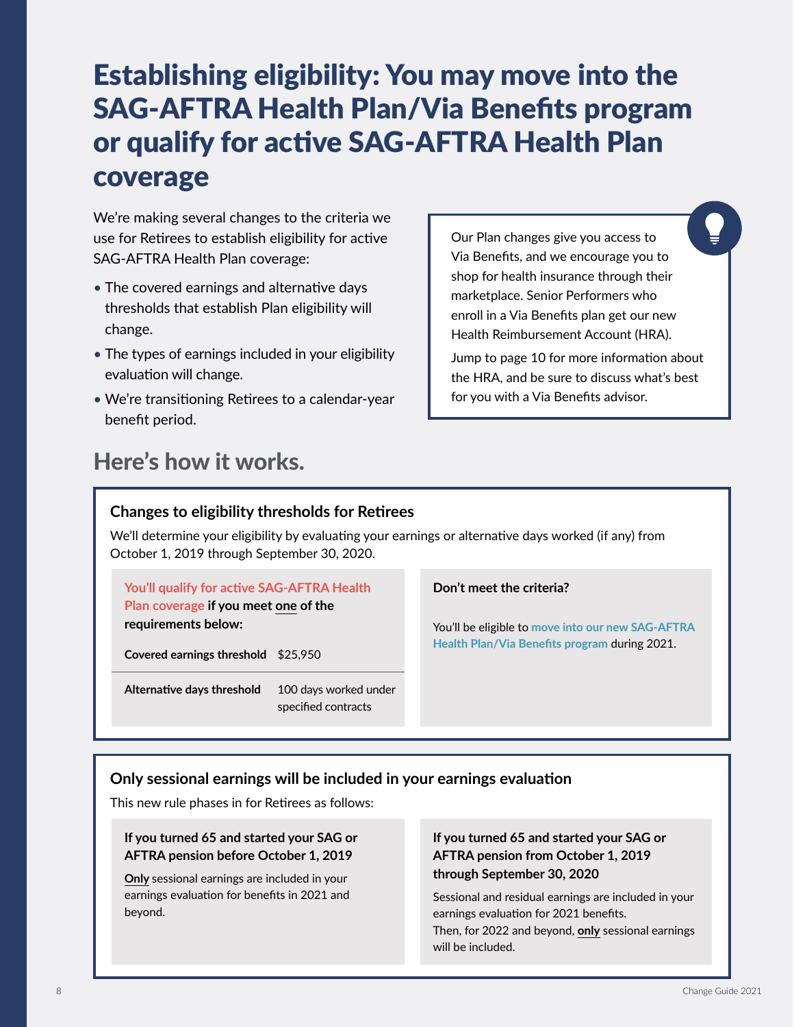# Establishing eligibility: You may move into the SAG-AFTRA Health Plan/Via Benefits program or qualify for active SAG-AFTRA Health Plan coverage

We're making several changes to the criteria we use for Retirees to establish eligibility for active SAG-AFTRA Health Plan coverage:

- The covered earnings and alternative days thresholds that establish Plan eligibility will change.
- The types of earnings included in your eligibility evaluation will change.
- We're transitioning Retirees to a calendar-year benefit period.

Our Plan changes give you access to Via Benefits, and we encourage you to shop for health insurance through their marketplace. Senior Performers who enroll in a Via Benefits plan get our new Health Reimbursement Account (HRA).

Jump to page 10 for more information about the HRA, and be sure to discuss what's best for you with a Via Benefits advisor.

## Here's how it works.

### Changes to eligibility thresholds for Retirees

We'll determine your eligibility by evaluating your earnings or alternative days worked (if any) from October 1, 2019 through September 30, 2020.

**You'll qualify for active SAG-AFTRA Health Plan coverage if you meet one of the requirements below:**

| | |
|---|---|
| **Covered earnings threshold** | $25,950 |
| **Alternative days threshold** | 100 days worked under specified contracts |

**Don't meet the criteria?**

You'll be eligible to move into our new SAG-AFTRA Health Plan/Via Benefits program during 2021.

### Only sessional earnings will be included in your earnings evaluation

This new rule phases in for Retirees as follows:

**If you turned 65 and started your SAG or AFTRA pension before October 1, 2019**

**Only** sessional earnings are included in your earnings evaluation for benefits in 2021 and beyond.

**If you turned 65 and started your SAG or AFTRA pension from October 1, 2019 through September 30, 2020**

Sessional and residual earnings are included in your earnings evaluation for 2021 benefits.
Then, for 2022 and beyond, **only** sessional earnings will be included.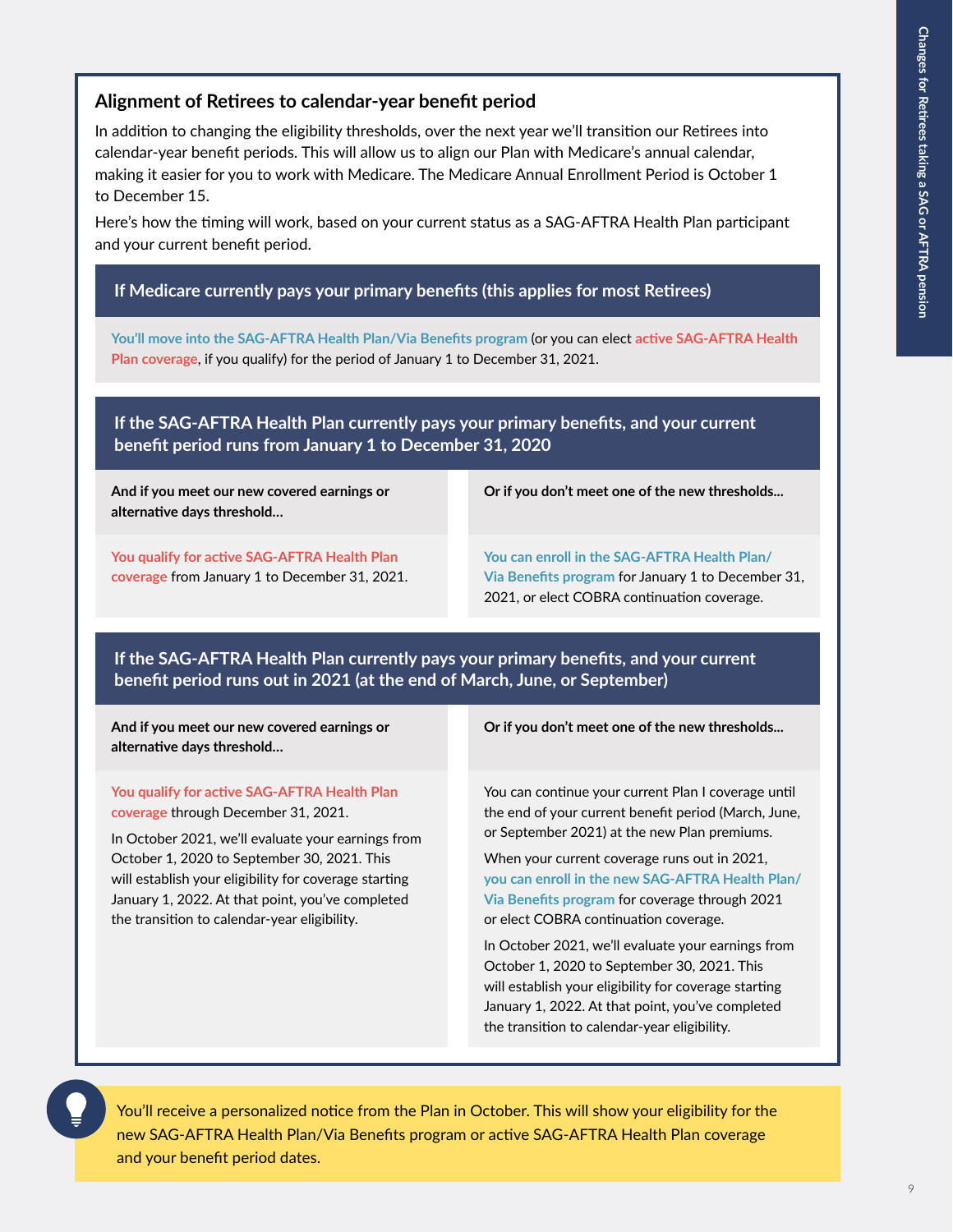## Alignment of Retirees to calendar-year benefit period

In addition to changing the eligibility thresholds, over the next year we'll transition our Retirees into calendar-year benefit periods. This will allow us to align our Plan with Medicare's annual calendar, making it easier for you to work with Medicare. The Medicare Annual Enrollment Period is October 1 to December 15.

Here's how the timing will work, based on your current status as a SAG-AFTRA Health Plan participant and your current benefit period.

### If Medicare currently pays your primary benefits (this applies for most Retirees)

You'll move into the SAG-AFTRA Health Plan/Via Benefits program (or you can elect active SAG-AFTRA Health Plan coverage, if you qualify) for the period of January 1 to December 31, 2021.

### If the SAG-AFTRA Health Plan currently pays your primary benefits, and your current benefit period runs from January 1 to December 31, 2020

| And if you meet our new covered earnings or alternative days threshold... | Or if you don't meet one of the new thresholds... |
|---|---|
| You qualify for active SAG-AFTRA Health Plan coverage from January 1 to December 31, 2021. | You can enroll in the SAG-AFTRA Health Plan/ Via Benefits program for January 1 to December 31, 2021, or elect COBRA continuation coverage. |

### If the SAG-AFTRA Health Plan currently pays your primary benefits, and your current benefit period runs out in 2021 (at the end of March, June, or September)

| And if you meet our new covered earnings or alternative days threshold... | Or if you don't meet one of the new thresholds... |
|---|---|
| You qualify for active SAG-AFTRA Health Plan coverage through December 31, 2021.<br><br>In October 2021, we'll evaluate your earnings from October 1, 2020 to September 30, 2021. This will establish your eligibility for coverage starting January 1, 2022. At that point, you've completed the transition to calendar-year eligibility. | You can continue your current Plan I coverage until the end of your current benefit period (March, June, or September 2021) at the new Plan premiums.<br><br>When your current coverage runs out in 2021, you can enroll in the new SAG-AFTRA Health Plan/ Via Benefits program for coverage through 2021 or elect COBRA continuation coverage.<br><br>In October 2021, we'll evaluate your earnings from October 1, 2020 to September 30, 2021. This will establish your eligibility for coverage starting January 1, 2022. At that point, you've completed the transition to calendar-year eligibility. |

You'll receive a personalized notice from the Plan in October. This will show your eligibility for the new SAG-AFTRA Health Plan/Via Benefits program or active SAG-AFTRA Health Plan coverage and your benefit period dates.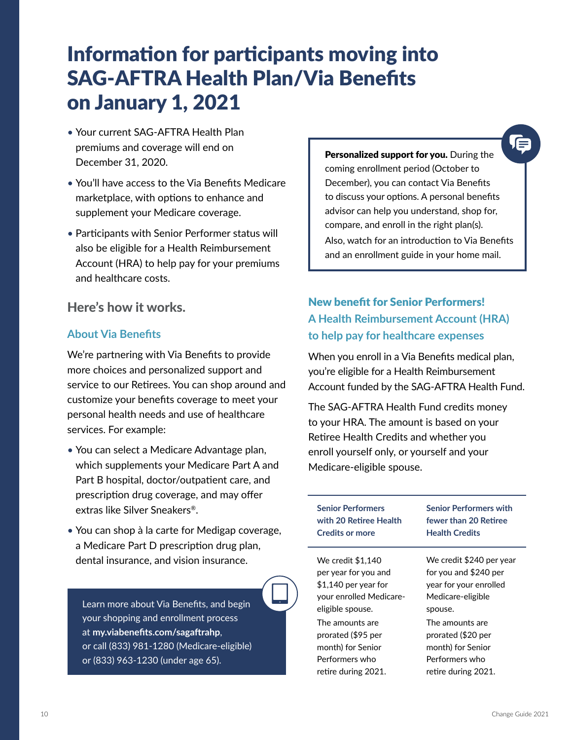# Information for participants moving into SAG-AFTRA Health Plan/Via Benefits on January 1, 2021

- Your current SAG-AFTRA Health Plan premiums and coverage will end on December 31, 2020.
- You'll have access to the Via Benefits Medicare marketplace, with options to enhance and supplement your Medicare coverage.
- Participants with Senior Performer status will also be eligible for a Health Reimbursement Account (HRA) to help pay for your premiums and healthcare costs.

## Here's how it works.

### About Via Benefits

We're partnering with Via Benefits to provide more choices and personalized support and service to our Retirees. You can shop around and customize your benefits coverage to meet your personal health needs and use of healthcare services. For example:

- You can select a Medicare Advantage plan, which supplements your Medicare Part A and Part B hospital, doctor/outpatient care, and prescription drug coverage, and may offer extras like Silver Sneakers®.
- You can shop à la carte for Medigap coverage, a Medicare Part D prescription drug plan, dental insurance, and vision insurance.

Learn more about Via Benefits, and begin your shopping and enrollment process at **my.viabenefits.com/sagaftrahp**, or call (833) 981-1280 (Medicare-eligible) or (833) 963-1230 (under age 65).

**Personalized support for you.** During the coming enrollment period (October to December), you can contact Via Benefits to discuss your options. A personal benefits advisor can help you understand, shop for, compare, and enroll in the right plan(s).

Also, watch for an introduction to Via Benefits and an enrollment guide in your home mail.

### New benefit for Senior Performers! A Health Reimbursement Account (HRA) to help pay for healthcare expenses

When you enroll in a Via Benefits medical plan, you're eligible for a Health Reimbursement Account funded by the SAG-AFTRA Health Fund.

The SAG-AFTRA Health Fund credits money to your HRA. The amount is based on your Retiree Health Credits and whether you enroll yourself only, or yourself and your Medicare-eligible spouse.

| Senior Performers with 20 Retiree Health Credits or more | Senior Performers with fewer than 20 Retiree Health Credits |
|---|---|
| We credit $1,140 per year for you and $1,140 per year for your enrolled Medicare-eligible spouse. The amounts are prorated ($95 per month) for Senior Performers who retire during 2021. | We credit $240 per year for you and $240 per year for your enrolled Medicare-eligible spouse. The amounts are prorated ($20 per month) for Senior Performers who retire during 2021. |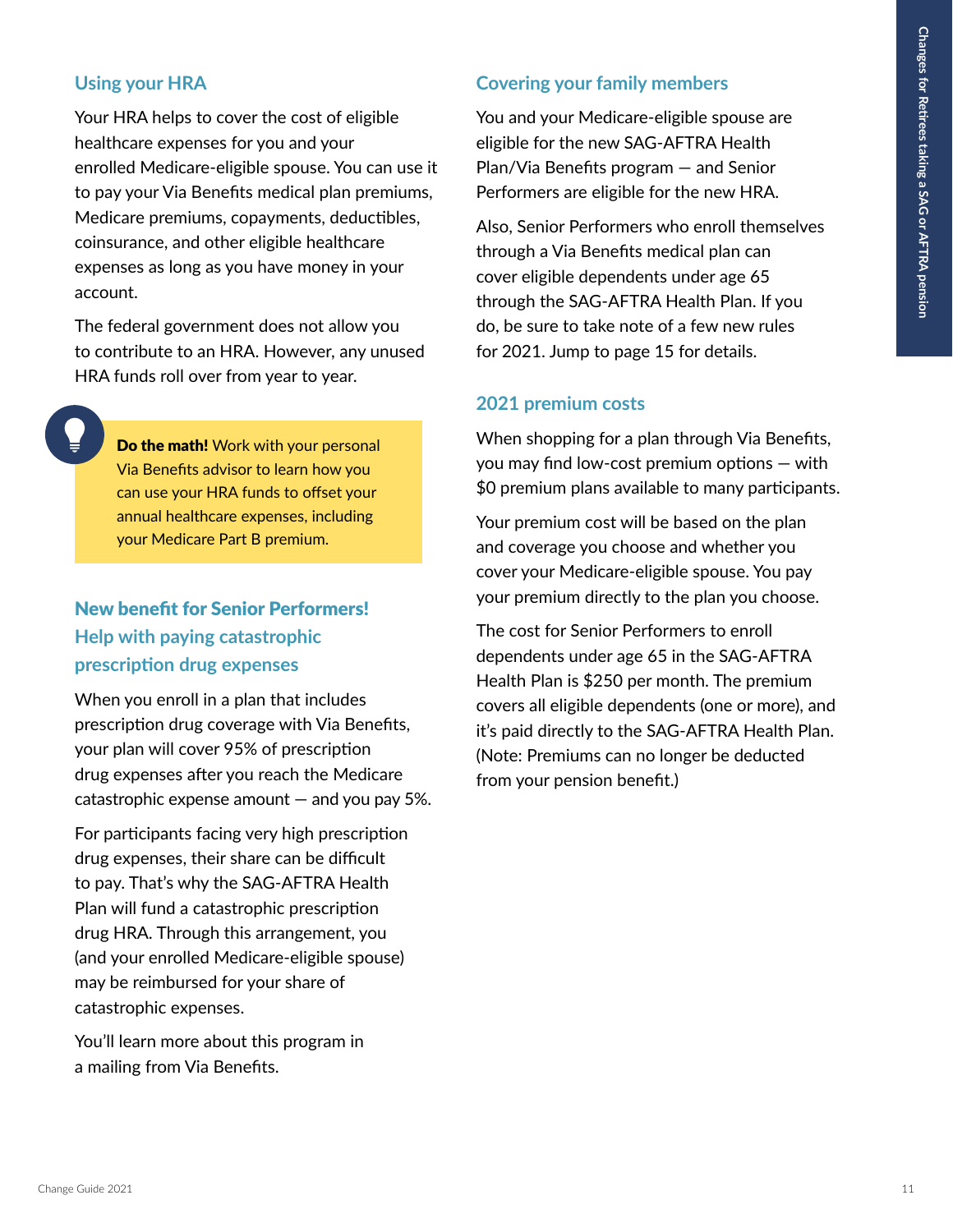## Using your HRA

Your HRA helps to cover the cost of eligible healthcare expenses for you and your enrolled Medicare-eligible spouse. You can use it to pay your Via Benefits medical plan premiums, Medicare premiums, copayments, deductibles, coinsurance, and other eligible healthcare expenses as long as you have money in your account.

The federal government does not allow you to contribute to an HRA. However, any unused HRA funds roll over from year to year.

**Do the math!** Work with your personal Via Benefits advisor to learn how you can use your HRA funds to offset your annual healthcare expenses, including your Medicare Part B premium.

## New benefit for Senior Performers! Help with paying catastrophic prescription drug expenses

When you enroll in a plan that includes prescription drug coverage with Via Benefits, your plan will cover 95% of prescription drug expenses after you reach the Medicare catastrophic expense amount — and you pay 5%.

For participants facing very high prescription drug expenses, their share can be difficult to pay. That's why the SAG-AFTRA Health Plan will fund a catastrophic prescription drug HRA. Through this arrangement, you (and your enrolled Medicare-eligible spouse) may be reimbursed for your share of catastrophic expenses.

You'll learn more about this program in a mailing from Via Benefits.

## Covering your family members

You and your Medicare-eligible spouse are eligible for the new SAG-AFTRA Health Plan/Via Benefits program — and Senior Performers are eligible for the new HRA.

Also, Senior Performers who enroll themselves through a Via Benefits medical plan can cover eligible dependents under age 65 through the SAG-AFTRA Health Plan. If you do, be sure to take note of a few new rules for 2021. Jump to page 15 for details.

## 2021 premium costs

When shopping for a plan through Via Benefits, you may find low-cost premium options — with $0 premium plans available to many participants.

Your premium cost will be based on the plan and coverage you choose and whether you cover your Medicare-eligible spouse. You pay your premium directly to the plan you choose.

The cost for Senior Performers to enroll dependents under age 65 in the SAG-AFTRA Health Plan is $250 per month. The premium covers all eligible dependents (one or more), and it's paid directly to the SAG-AFTRA Health Plan. (Note: Premiums can no longer be deducted from your pension benefit.)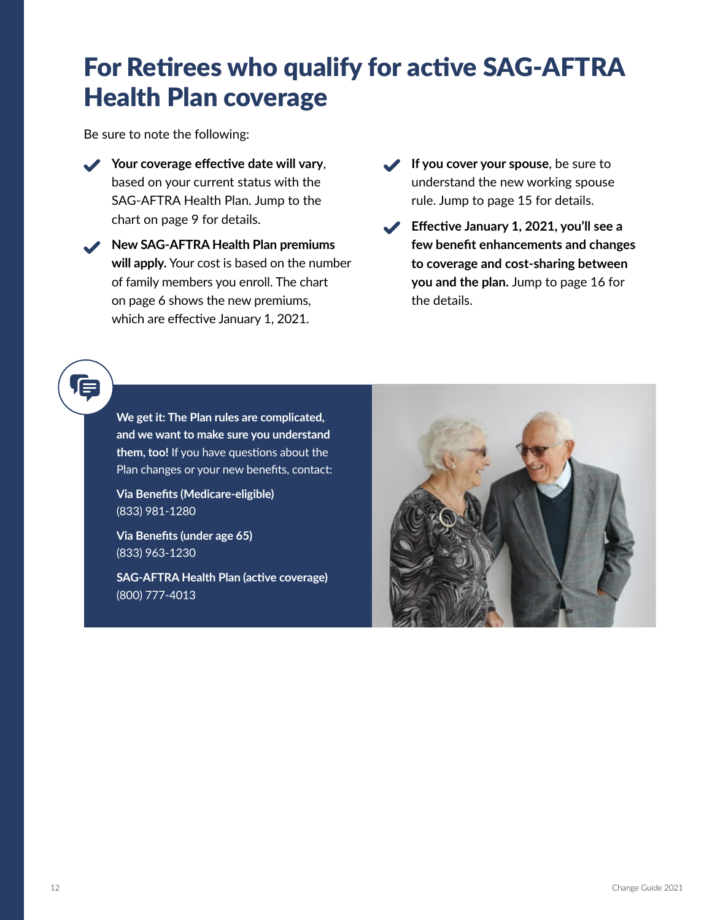# For Retirees who qualify for active SAG-AFTRA Health Plan coverage

Be sure to note the following:

- **Your coverage effective date will vary**, based on your current status with the SAG-AFTRA Health Plan. Jump to the chart on page 9 for details.
- **New SAG-AFTRA Health Plan premiums will apply.** Your cost is based on the number of family members you enroll. The chart on page 6 shows the new premiums, which are effective January 1, 2021.
- **If you cover your spouse**, be sure to understand the new working spouse rule. Jump to page 15 for details.
- **Effective January 1, 2021, you'll see a few benefit enhancements and changes to coverage and cost-sharing between you and the plan.** Jump to page 16 for the details.

**We get it: The Plan rules are complicated, and we want to make sure you understand them, too!** If you have questions about the Plan changes or your new benefits, contact:

**Via Benefits (Medicare-eligible)**
(833) 981-1280

**Via Benefits (under age 65)**
(833) 963-1230

**SAG-AFTRA Health Plan (active coverage)**
(800) 777-4013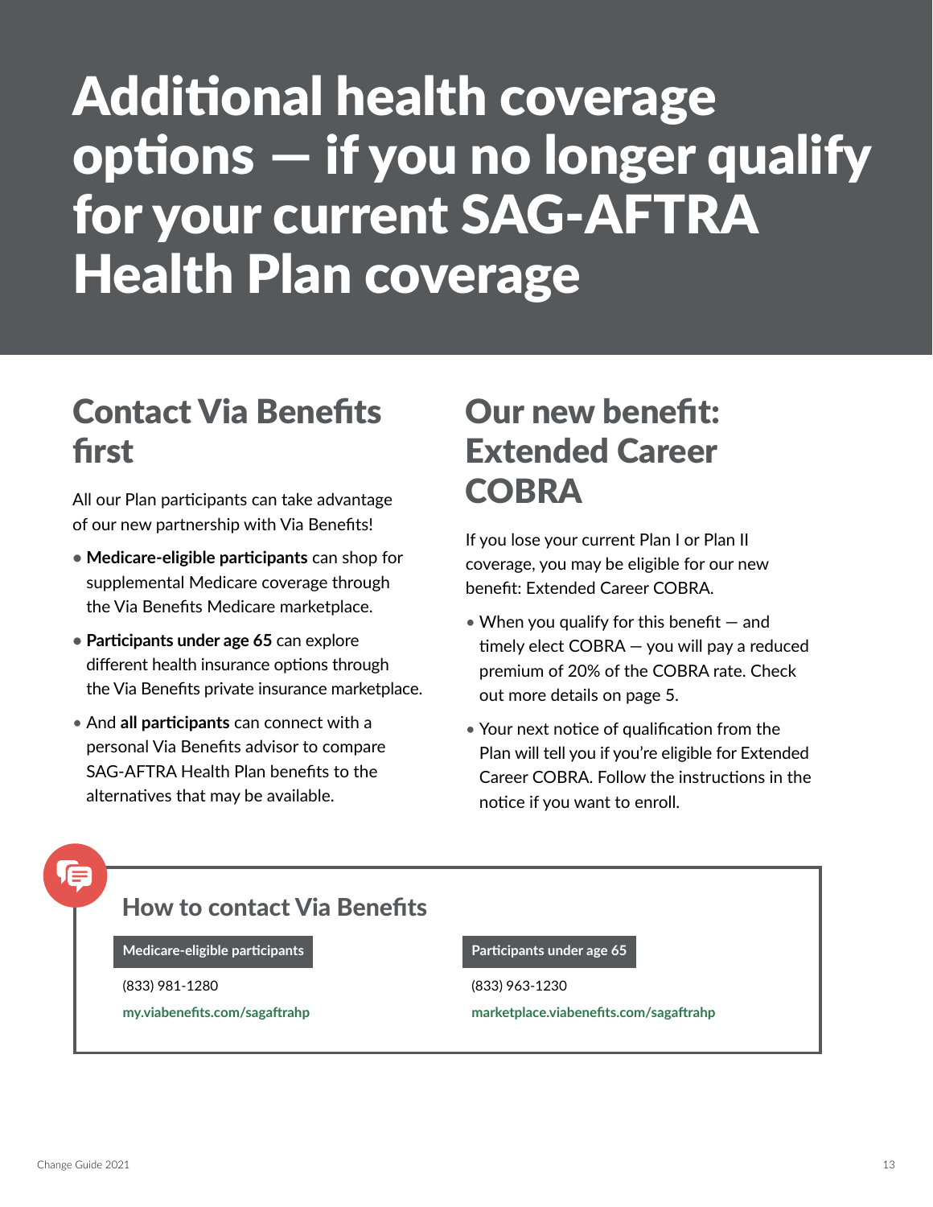# Additional health coverage options — if you no longer qualify for your current SAG-AFTRA Health Plan coverage

## Contact Via Benefits first

All our Plan participants can take advantage of our new partnership with Via Benefits!

- **Medicare-eligible participants** can shop for supplemental Medicare coverage through the Via Benefits Medicare marketplace.
- **Participants under age 65** can explore different health insurance options through the Via Benefits private insurance marketplace.
- And **all participants** can connect with a personal Via Benefits advisor to compare SAG-AFTRA Health Plan benefits to the alternatives that may be available.

## Our new benefit: Extended Career COBRA

If you lose your current Plan I or Plan II coverage, you may be eligible for our new benefit: Extended Career COBRA.

- When you qualify for this benefit — and timely elect COBRA — you will pay a reduced premium of 20% of the COBRA rate. Check out more details on page 5.
- Your next notice of qualification from the Plan will tell you if you're eligible for Extended Career COBRA. Follow the instructions in the notice if you want to enroll.

### How to contact Via Benefits

**Medicare-eligible participants**

(833) 981-1280

my.viabenefits.com/sagaftrahp

**Participants under age 65**

(833) 963-1230

marketplace.viabenefits.com/sagaftrahp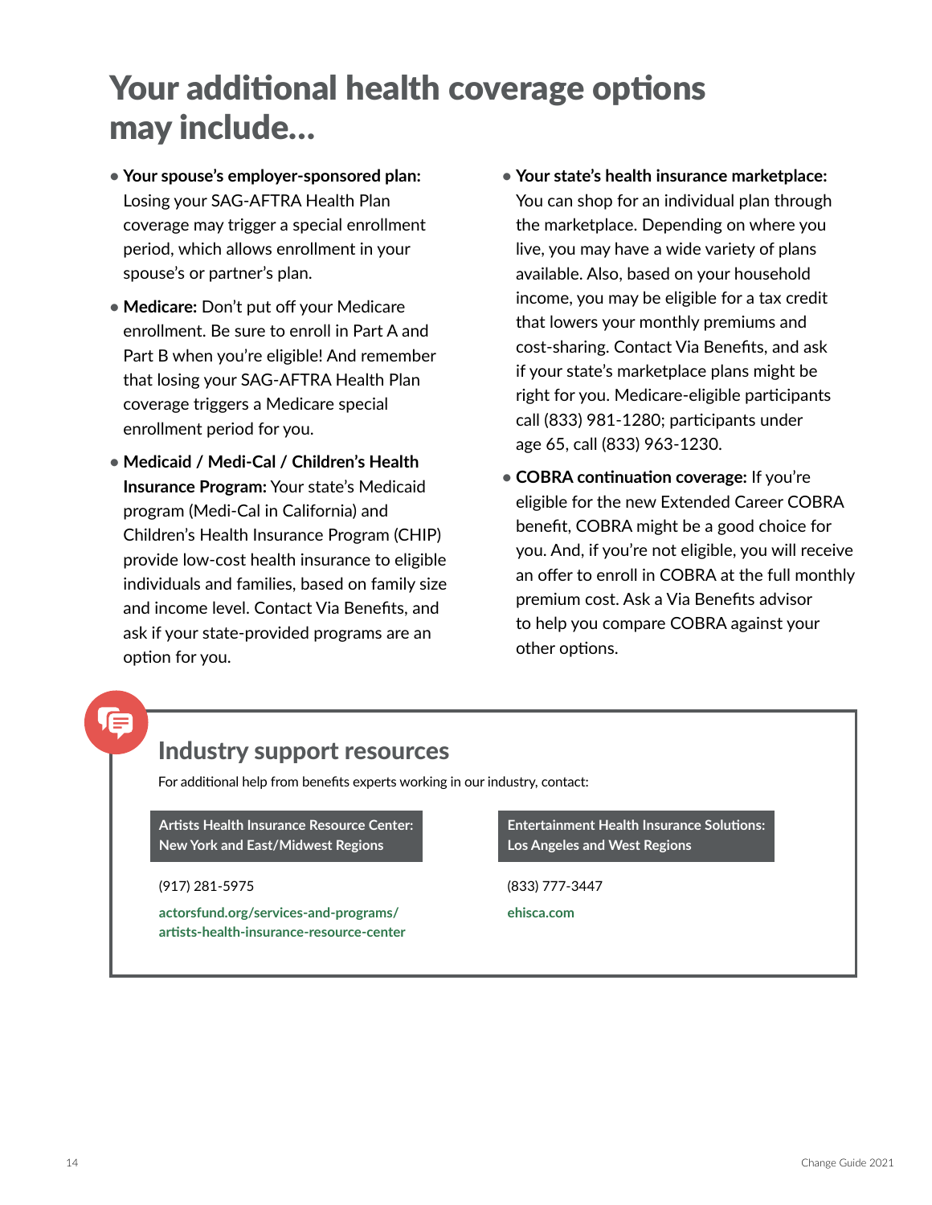# Your additional health coverage options may include...

- **Your spouse's employer-sponsored plan:** Losing your SAG-AFTRA Health Plan coverage may trigger a special enrollment period, which allows enrollment in your spouse's or partner's plan.
- **Medicare:** Don't put off your Medicare enrollment. Be sure to enroll in Part A and Part B when you're eligible! And remember that losing your SAG-AFTRA Health Plan coverage triggers a Medicare special enrollment period for you.
- **Medicaid / Medi-Cal / Children's Health Insurance Program:** Your state's Medicaid program (Medi-Cal in California) and Children's Health Insurance Program (CHIP) provide low-cost health insurance to eligible individuals and families, based on family size and income level. Contact Via Benefits, and ask if your state-provided programs are an option for you.
- **Your state's health insurance marketplace:** You can shop for an individual plan through the marketplace. Depending on where you live, you may have a wide variety of plans available. Also, based on your household income, you may be eligible for a tax credit that lowers your monthly premiums and cost-sharing. Contact Via Benefits, and ask if your state's marketplace plans might be right for you. Medicare-eligible participants call (833) 981-1280; participants under age 65, call (833) 963-1230.
- **COBRA continuation coverage:** If you're eligible for the new Extended Career COBRA benefit, COBRA might be a good choice for you. And, if you're not eligible, you will receive an offer to enroll in COBRA at the full monthly premium cost. Ask a Via Benefits advisor to help you compare COBRA against your other options.

## Industry support resources

For additional help from benefits experts working in our industry, contact:

**Artists Health Insurance Resource Center: New York and East/Midwest Regions**

(917) 281-5975

actorsfund.org/services-and-programs/artists-health-insurance-resource-center

**Entertainment Health Insurance Solutions: Los Angeles and West Regions**

(833) 777-3447

ehisca.com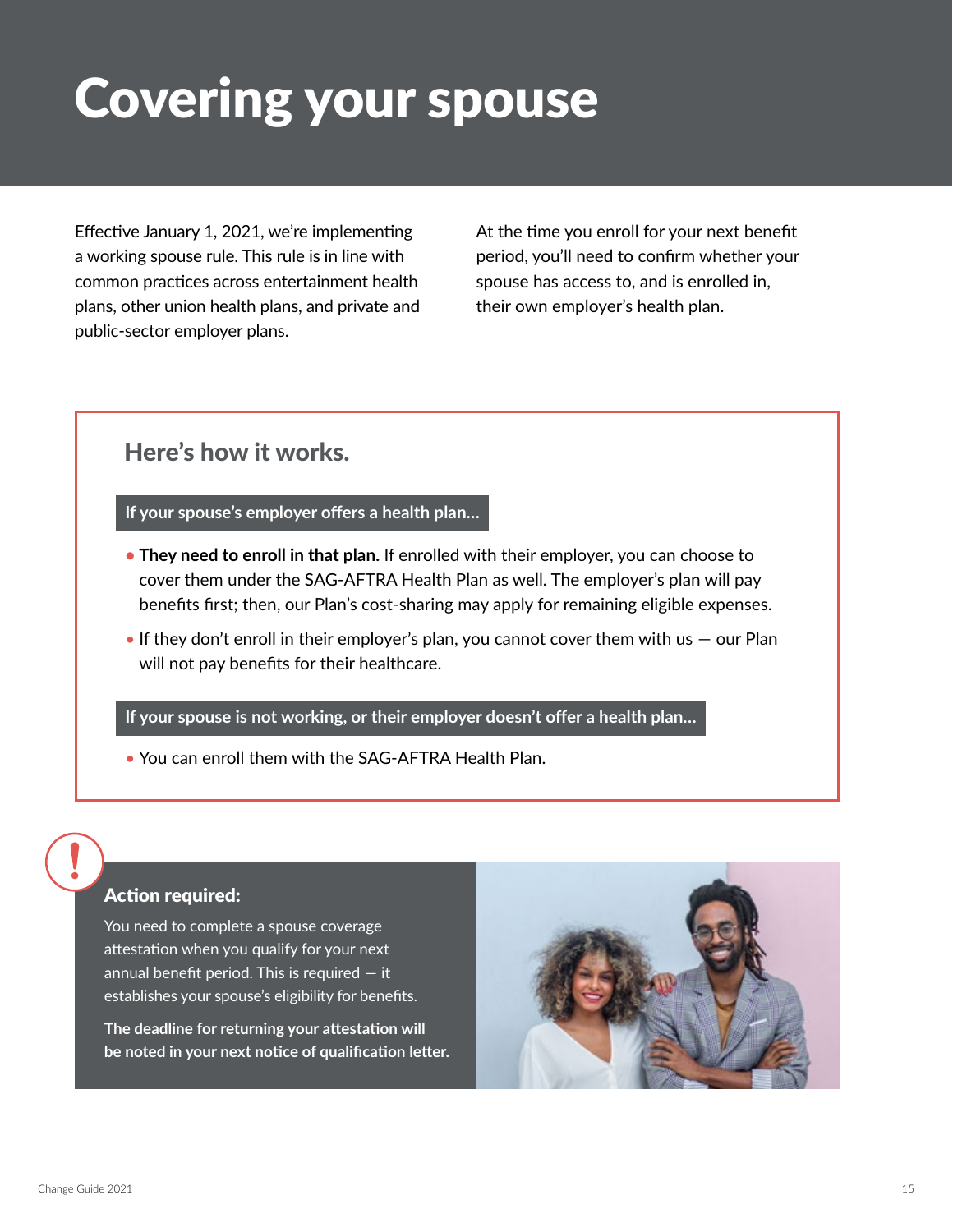# Covering your spouse

Effective January 1, 2021, we're implementing a working spouse rule. This rule is in line with common practices across entertainment health plans, other union health plans, and private and public-sector employer plans.

At the time you enroll for your next benefit period, you'll need to confirm whether your spouse has access to, and is enrolled in, their own employer's health plan.

## Here's how it works.

**If your spouse's employer offers a health plan...**

- **They need to enroll in that plan.** If enrolled with their employer, you can choose to cover them under the SAG-AFTRA Health Plan as well. The employer's plan will pay benefits first; then, our Plan's cost-sharing may apply for remaining eligible expenses.
- If they don't enroll in their employer's plan, you cannot cover them with us — our Plan will not pay benefits for their healthcare.

**If your spouse is not working, or their employer doesn't offer a health plan...**

- You can enroll them with the SAG-AFTRA Health Plan.

### Action required:

You need to complete a spouse coverage attestation when you qualify for your next annual benefit period. This is required — it establishes your spouse's eligibility for benefits.

**The deadline for returning your attestation will be noted in your next notice of qualification letter.**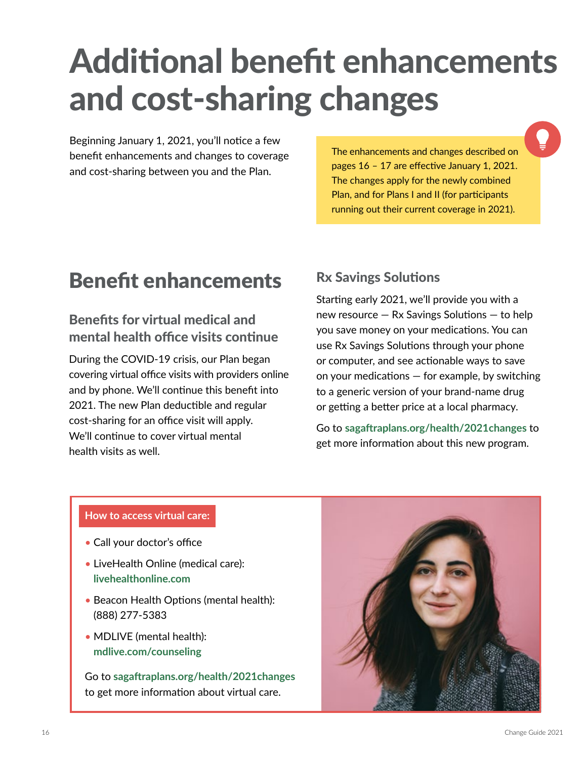# Additional benefit enhancements and cost-sharing changes

Beginning January 1, 2021, you'll notice a few benefit enhancements and changes to coverage and cost-sharing between you and the Plan.

The enhancements and changes described on pages 16 – 17 are effective January 1, 2021. The changes apply for the newly combined Plan, and for Plans I and II (for participants running out their current coverage in 2021).

## Benefit enhancements

### Benefits for virtual medical and mental health office visits continue

During the COVID-19 crisis, our Plan began covering virtual office visits with providers online and by phone. We'll continue this benefit into 2021. The new Plan deductible and regular cost-sharing for an office visit will apply. We'll continue to cover virtual mental health visits as well.

### Rx Savings Solutions

Starting early 2021, we'll provide you with a new resource — Rx Savings Solutions — to help you save money on your medications. You can use Rx Savings Solutions through your phone or computer, and see actionable ways to save on your medications — for example, by switching to a generic version of your brand-name drug or getting a better price at a local pharmacy.

Go to **sagaftraplans.org/health/2021changes** to get more information about this new program.

**How to access virtual care:**

- Call your doctor's office
- LiveHealth Online (medical care): **livehealthonline.com**
- Beacon Health Options (mental health): (888) 277-5383
- MDLIVE (mental health): **mdlive.com/counseling**

Go to **sagaftraplans.org/health/2021changes** to get more information about virtual care.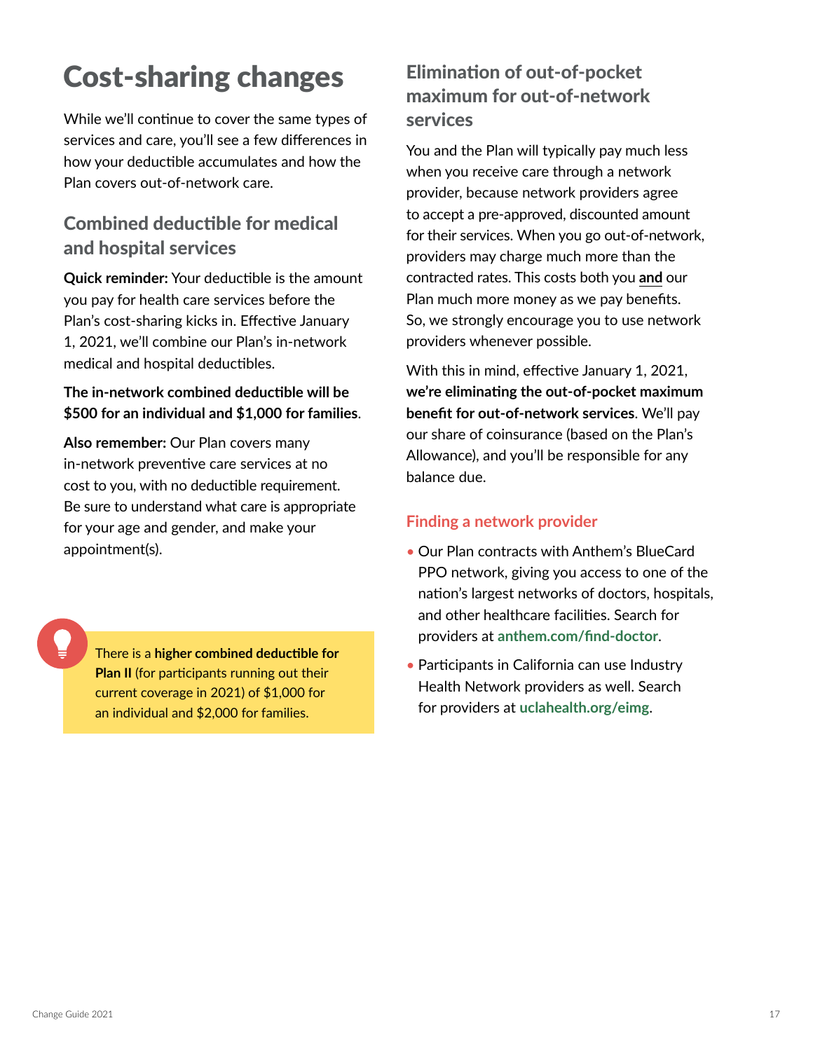# Cost-sharing changes

While we'll continue to cover the same types of services and care, you'll see a few differences in how your deductible accumulates and how the Plan covers out-of-network care.

## Combined deductible for medical and hospital services

**Quick reminder:** Your deductible is the amount you pay for health care services before the Plan's cost-sharing kicks in. Effective January 1, 2021, we'll combine our Plan's in-network medical and hospital deductibles.

**The in-network combined deductible will be $500 for an individual and $1,000 for families**.

**Also remember:** Our Plan covers many in-network preventive care services at no cost to you, with no deductible requirement. Be sure to understand what care is appropriate for your age and gender, and make your appointment(s).

There is a **higher combined deductible for Plan II** (for participants running out their current coverage in 2021) of $1,000 for an individual and $2,000 for families.

## Elimination of out-of-pocket maximum for out-of-network services

You and the Plan will typically pay much less when you receive care through a network provider, because network providers agree to accept a pre-approved, discounted amount for their services. When you go out-of-network, providers may charge much more than the contracted rates. This costs both you **and** our Plan much more money as we pay benefits. So, we strongly encourage you to use network providers whenever possible.

With this in mind, effective January 1, 2021, **we're eliminating the out-of-pocket maximum benefit for out-of-network services**. We'll pay our share of coinsurance (based on the Plan's Allowance), and you'll be responsible for any balance due.

### Finding a network provider

- Our Plan contracts with Anthem's BlueCard PPO network, giving you access to one of the nation's largest networks of doctors, hospitals, and other healthcare facilities. Search for providers at **anthem.com/find-doctor**.
- Participants in California can use Industry Health Network providers as well. Search for providers at **uclahealth.org/eimg**.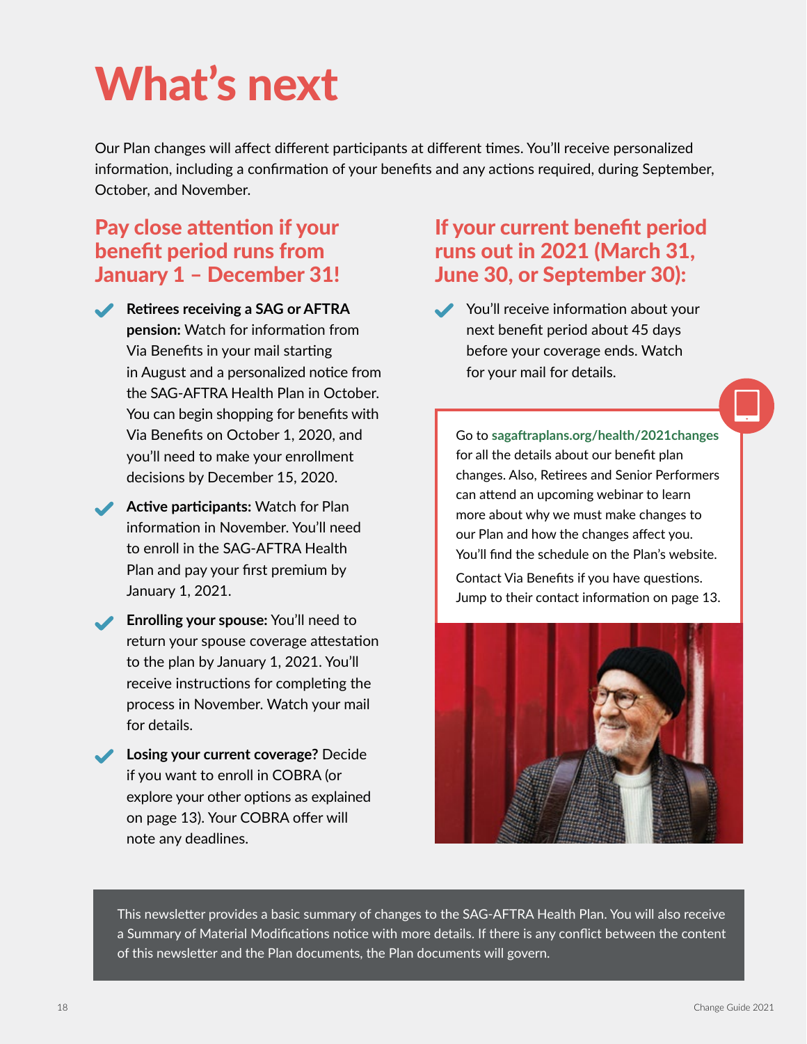# What's next

Our Plan changes will affect different participants at different times. You'll receive personalized information, including a confirmation of your benefits and any actions required, during September, October, and November.

## Pay close attention if your benefit period runs from January 1 – December 31!

- **Retirees receiving a SAG or AFTRA pension:** Watch for information from Via Benefits in your mail starting in August and a personalized notice from the SAG-AFTRA Health Plan in October. You can begin shopping for benefits with Via Benefits on October 1, 2020, and you'll need to make your enrollment decisions by December 15, 2020.
- **Active participants:** Watch for Plan information in November. You'll need to enroll in the SAG-AFTRA Health Plan and pay your first premium by January 1, 2021.
- **Enrolling your spouse:** You'll need to return your spouse coverage attestation to the plan by January 1, 2021. You'll receive instructions for completing the process in November. Watch your mail for details.
- **Losing your current coverage?** Decide if you want to enroll in COBRA (or explore your other options as explained on page 13). Your COBRA offer will note any deadlines.

## If your current benefit period runs out in 2021 (March 31, June 30, or September 30):

- You'll receive information about your next benefit period about 45 days before your coverage ends. Watch for your mail for details.

Go to **sagaftraplans.org/health/2021changes** for all the details about our benefit plan changes. Also, Retirees and Senior Performers can attend an upcoming webinar to learn more about why we must make changes to our Plan and how the changes affect you. You'll find the schedule on the Plan's website.

Contact Via Benefits if you have questions. Jump to their contact information on page 13.

This newsletter provides a basic summary of changes to the SAG-AFTRA Health Plan. You will also receive a Summary of Material Modifications notice with more details. If there is any conflict between the content of this newsletter and the Plan documents, the Plan documents will govern.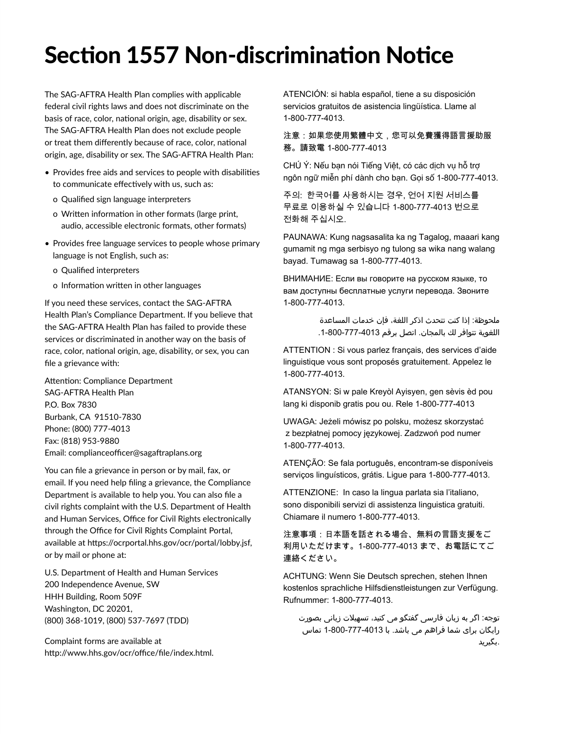# Section 1557 Non-discrimination Notice

The SAG-AFTRA Health Plan complies with applicable federal civil rights laws and does not discriminate on the basis of race, color, national origin, age, disability or sex. The SAG-AFTRA Health Plan does not exclude people or treat them differently because of race, color, national origin, age, disability or sex. The SAG-AFTRA Health Plan:

- Provides free aids and services to people with disabilities to communicate effectively with us, such as:
  - o Qualified sign language interpreters
  - o Written information in other formats (large print, audio, accessible electronic formats, other formats)
- Provides free language services to people whose primary language is not English, such as:
  - o Qualified interpreters
  - o Information written in other languages

If you need these services, contact the SAG-AFTRA Health Plan's Compliance Department. If you believe that the SAG-AFTRA Health Plan has failed to provide these services or discriminated in another way on the basis of race, color, national origin, age, disability, or sex, you can file a grievance with:

Attention: Compliance Department
SAG-AFTRA Health Plan
P.O. Box 7830
Burbank, CA 91510-7830
Phone: (800) 777-4013
Fax: (818) 953-9880
Email: complianceofficer@sagaftraplans.org

You can file a grievance in person or by mail, fax, or email. If you need help filing a grievance, the Compliance Department is available to help you. You can also file a civil rights complaint with the U.S. Department of Health and Human Services, Office for Civil Rights electronically through the Office for Civil Rights Complaint Portal, available at https://ocrportal.hhs.gov/ocr/portal/lobby.jsf, or by mail or phone at:

U.S. Department of Health and Human Services
200 Independence Avenue, SW
HHH Building, Room 509F
Washington, DC 20201,
(800) 368-1019, (800) 537-7697 (TDD)

Complaint forms are available at http://www.hhs.gov/ocr/office/file/index.html.

ATENCIÓN: si habla español, tiene a su disposición servicios gratuitos de asistencia lingüística. Llame al 1-800-777-4013.

注意：如果您使用繁體中文，您可以免費獲得語言援助服務。請致電 1-800-777-4013

CHÚ Ý: Nếu bạn nói Tiếng Việt, có các dịch vụ hỗ trợ ngôn ngữ miễn phí dành cho bạn. Gọi số 1-800-777-4013.

주의: 한국어를 사용하시는 경우, 언어 지원 서비스를 무료로 이용하실 수 있습니다 1-800-777-4013 번으로 전화해 주십시오.

PAUNAWA: Kung nagsasalita ka ng Tagalog, maaari kang gumamit ng mga serbisyo ng tulong sa wika nang walang bayad. Tumawag sa 1-800-777-4013.

ВНИМАНИЕ: Если вы говорите на русском языке, то вам доступны бесплатные услуги перевода. Звоните 1-800-777-4013.

ملحوظة: إذا كنت تتحدث اذكر اللغة، فإن خدمات المساعدة اللغوية تتوافر لك بالمجان. اتصل برقم 1-800-777-4013.

ATTENTION : Si vous parlez français, des services d'aide linguistique vous sont proposés gratuitement. Appelez le 1-800-777-4013.

ATANSYON: Si w pale Kreyòl Ayisyen, gen sèvis èd pou lang ki disponib gratis pou ou. Rele 1-800-777-4013

UWAGA: Jeżeli mówisz po polsku, możesz skorzystać z bezpłatnej pomocy językowej. Zadzwoń pod numer 1-800-777-4013.

ATENÇÃO: Se fala português, encontram-se disponíveis serviços linguísticos, grátis. Ligue para 1-800-777-4013.

ATTENZIONE: In caso la lingua parlata sia l'italiano, sono disponibili servizi di assistenza linguistica gratuiti. Chiamare il numero 1-800-777-4013.

注意事項：日本語を話される場合、無料の言語支援をご利用いただけます。1-800-777-4013 まで、お電話にてご連絡ください。

ACHTUNG: Wenn Sie Deutsch sprechen, stehen Ihnen kostenlos sprachliche Hilfsdienstleistungen zur Verfügung. Rufnummer: 1-800-777-4013.

توجه: اگر به زبان فارسی گفتگو می کنید، تسهیلات زبانی بصورت رایگان برای شما فراهم می باشد. با 1-800-777-4013 تماس بگیرید.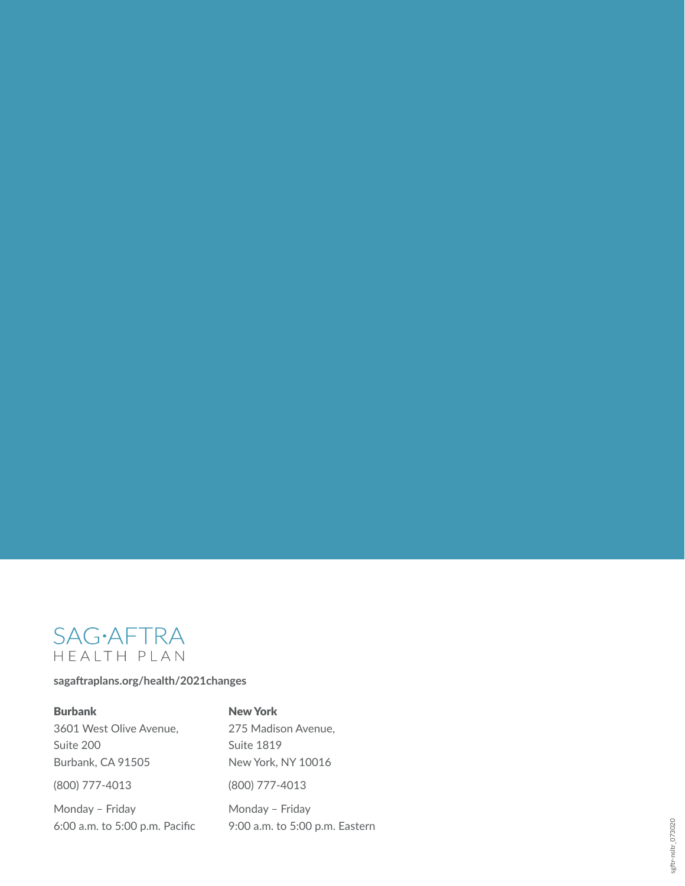SAG·AFTRA
HEALTH PLAN

**sagaftraplans.org/health/2021changes**

**Burbank**
3601 West Olive Avenue,
Suite 200
Burbank, CA 91505

(800) 777-4013

Monday – Friday
6:00 a.m. to 5:00 p.m. Pacific

**New York**
275 Madison Avenue,
Suite 1819
New York, NY 10016

(800) 777-4013

Monday – Friday
9:00 a.m. to 5:00 p.m. Eastern

sgftr-nsltr_073020